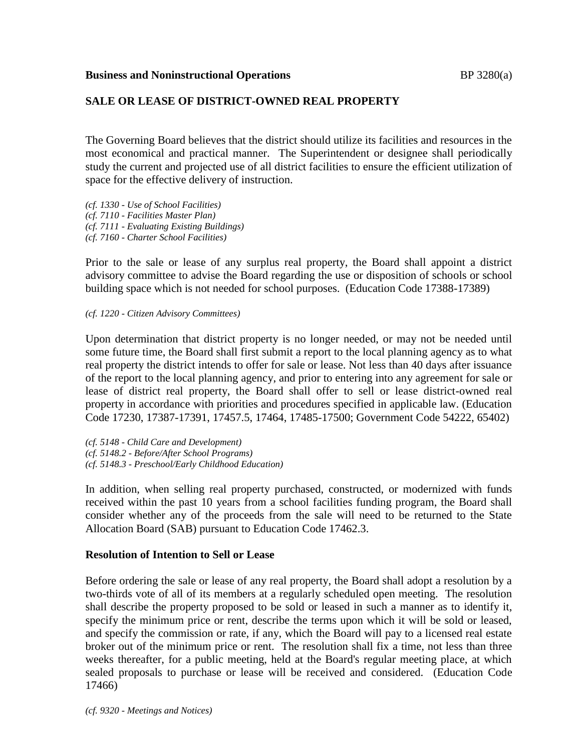**Business and Noninstructional Operations** BP 3280(a)

## SALE OR LEASE OF DISTRICT-OWNED REAL PROPERTY

The Governing Board believes that the district should utilize its facilities and resources in the most economical and practical manner. The Superintendent or designee shall periodically study the current and projected use of all district facilities to ensure the efficient utilization of space for the effective delivery of instruction.

*(cf. 1330 - Use of School Facilities)*
*(cf. 7110 - Facilities Master Plan)*
*(cf. 7111 - Evaluating Existing Buildings)*
*(cf. 7160 - Charter School Facilities)*

Prior to the sale or lease of any surplus real property, the Board shall appoint a district advisory committee to advise the Board regarding the use or disposition of schools or school building space which is not needed for school purposes. (Education Code 17388-17389)

*(cf. 1220 - Citizen Advisory Committees)*

Upon determination that district property is no longer needed, or may not be needed until some future time, the Board shall first submit a report to the local planning agency as to what real property the district intends to offer for sale or lease. Not less than 40 days after issuance of the report to the local planning agency, and prior to entering into any agreement for sale or lease of district real property, the Board shall offer to sell or lease district-owned real property in accordance with priorities and procedures specified in applicable law. (Education Code 17230, 17387-17391, 17457.5, 17464, 17485-17500; Government Code 54222, 65402)

*(cf. 5148 - Child Care and Development)*
*(cf. 5148.2 - Before/After School Programs)*
*(cf. 5148.3 - Preschool/Early Childhood Education)*

In addition, when selling real property purchased, constructed, or modernized with funds received within the past 10 years from a school facilities funding program, the Board shall consider whether any of the proceeds from the sale will need to be returned to the State Allocation Board (SAB) pursuant to Education Code 17462.3.

### Resolution of Intention to Sell or Lease

Before ordering the sale or lease of any real property, the Board shall adopt a resolution by a two-thirds vote of all of its members at a regularly scheduled open meeting. The resolution shall describe the property proposed to be sold or leased in such a manner as to identify it, specify the minimum price or rent, describe the terms upon which it will be sold or leased, and specify the commission or rate, if any, which the Board will pay to a licensed real estate broker out of the minimum price or rent. The resolution shall fix a time, not less than three weeks thereafter, for a public meeting, held at the Board's regular meeting place, at which sealed proposals to purchase or lease will be received and considered. (Education Code 17466)

*(cf. 9320 - Meetings and Notices)*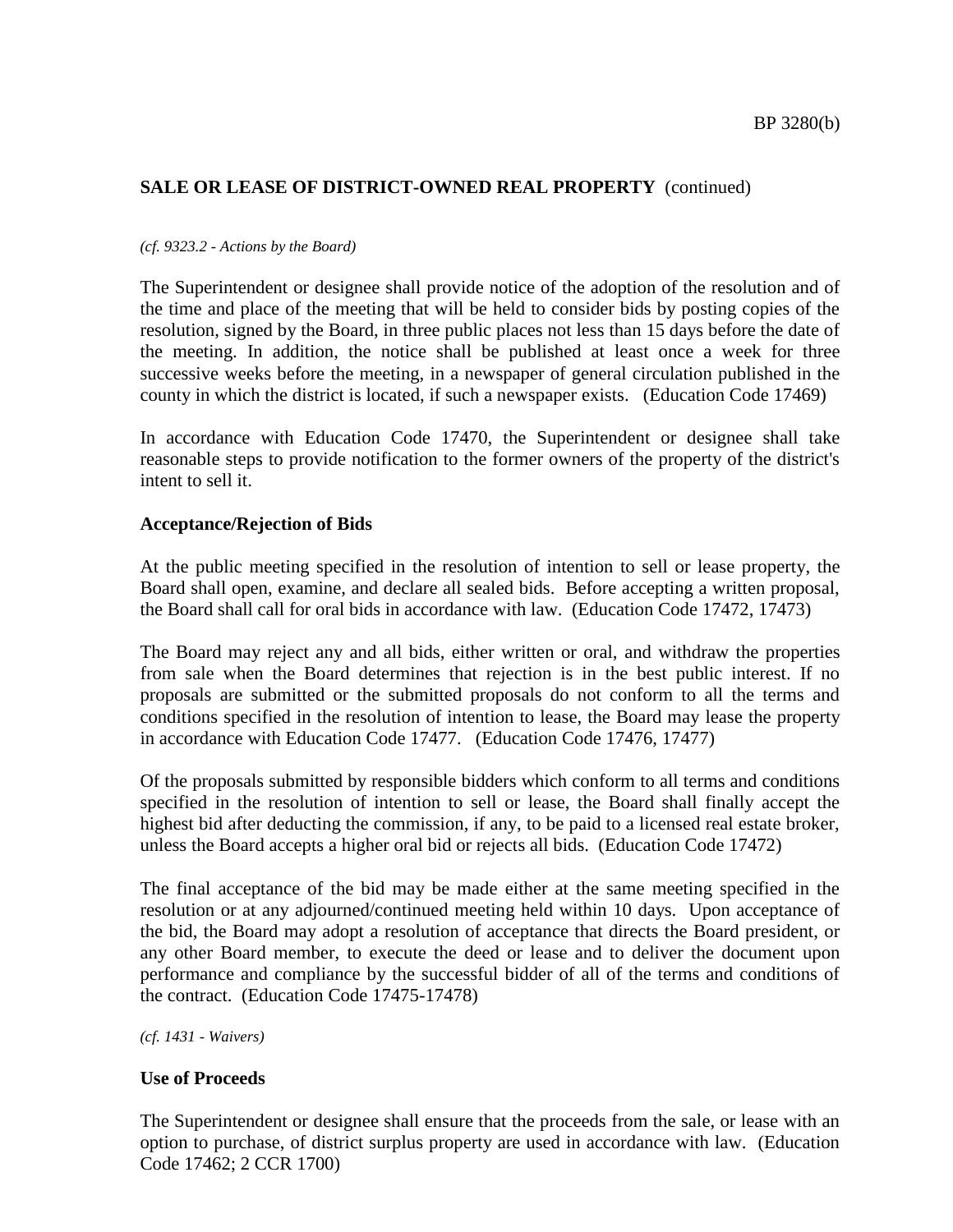*(cf. 9323.2 - Actions by the Board)*

The Superintendent or designee shall provide notice of the adoption of the resolution and of the time and place of the meeting that will be held to consider bids by posting copies of the resolution, signed by the Board, in three public places not less than 15 days before the date of the meeting. In addition, the notice shall be published at least once a week for three successive weeks before the meeting, in a newspaper of general circulation published in the county in which the district is located, if such a newspaper exists. (Education Code 17469)

In accordance with Education Code 17470, the Superintendent or designee shall take reasonable steps to provide notification to the former owners of the property of the district's intent to sell it.

**Acceptance/Rejection of Bids**

At the public meeting specified in the resolution of intention to sell or lease property, the Board shall open, examine, and declare all sealed bids. Before accepting a written proposal, the Board shall call for oral bids in accordance with law. (Education Code 17472, 17473)

The Board may reject any and all bids, either written or oral, and withdraw the properties from sale when the Board determines that rejection is in the best public interest. If no proposals are submitted or the submitted proposals do not conform to all the terms and conditions specified in the resolution of intention to lease, the Board may lease the property in accordance with Education Code 17477. (Education Code 17476, 17477)

Of the proposals submitted by responsible bidders which conform to all terms and conditions specified in the resolution of intention to sell or lease, the Board shall finally accept the highest bid after deducting the commission, if any, to be paid to a licensed real estate broker, unless the Board accepts a higher oral bid or rejects all bids. (Education Code 17472)

The final acceptance of the bid may be made either at the same meeting specified in the resolution or at any adjourned/continued meeting held within 10 days. Upon acceptance of the bid, the Board may adopt a resolution of acceptance that directs the Board president, or any other Board member, to execute the deed or lease and to deliver the document upon performance and compliance by the successful bidder of all of the terms and conditions of the contract. (Education Code 17475-17478)

*(cf. 1431 - Waivers)*

**Use of Proceeds**

The Superintendent or designee shall ensure that the proceeds from the sale, or lease with an option to purchase, of district surplus property are used in accordance with law. (Education Code 17462; 2 CCR 1700)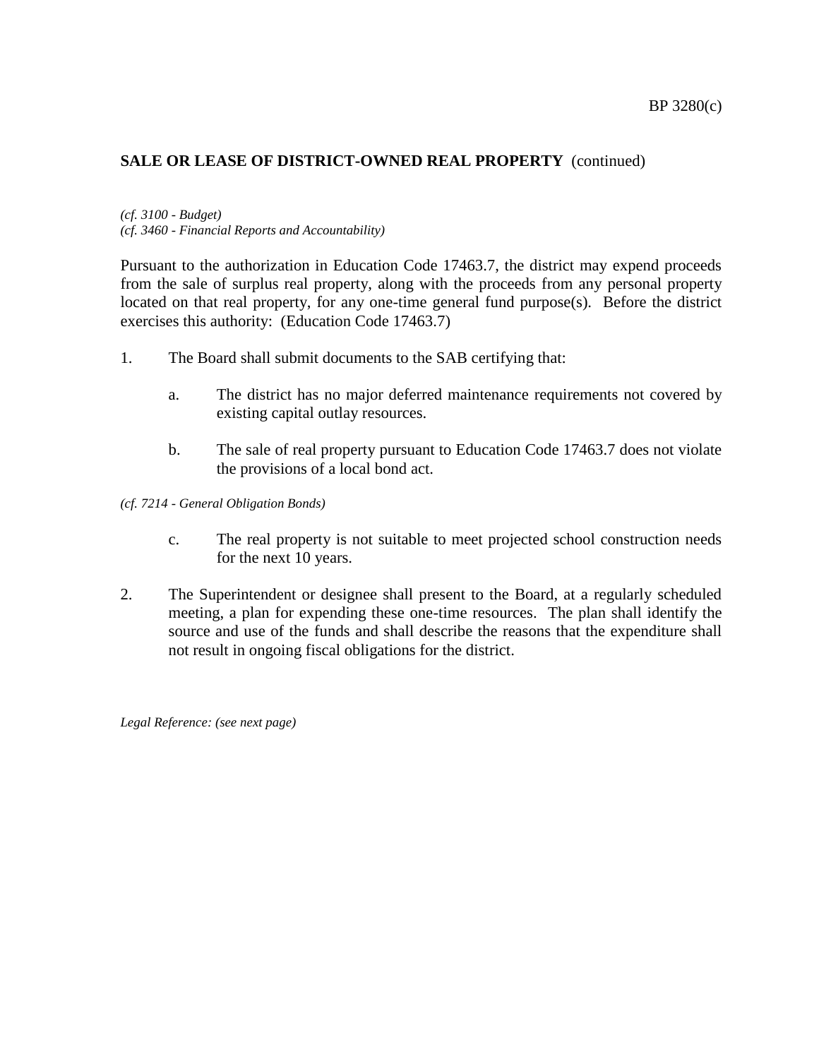## SALE OR LEASE OF DISTRICT-OWNED REAL PROPERTY (continued)

*(cf. 3100 - Budget)*
*(cf. 3460 - Financial Reports and Accountability)*

Pursuant to the authorization in Education Code 17463.7, the district may expend proceeds from the sale of surplus real property, along with the proceeds from any personal property located on that real property, for any one-time general fund purpose(s). Before the district exercises this authority: (Education Code 17463.7)

1. The Board shall submit documents to the SAB certifying that:

   a. The district has no major deferred maintenance requirements not covered by existing capital outlay resources.

   b. The sale of real property pursuant to Education Code 17463.7 does not violate the provisions of a local bond act.

*(cf. 7214 - General Obligation Bonds)*

   c. The real property is not suitable to meet projected school construction needs for the next 10 years.

2. The Superintendent or designee shall present to the Board, at a regularly scheduled meeting, a plan for expending these one-time resources. The plan shall identify the source and use of the funds and shall describe the reasons that the expenditure shall not result in ongoing fiscal obligations for the district.

*Legal Reference: (see next page)*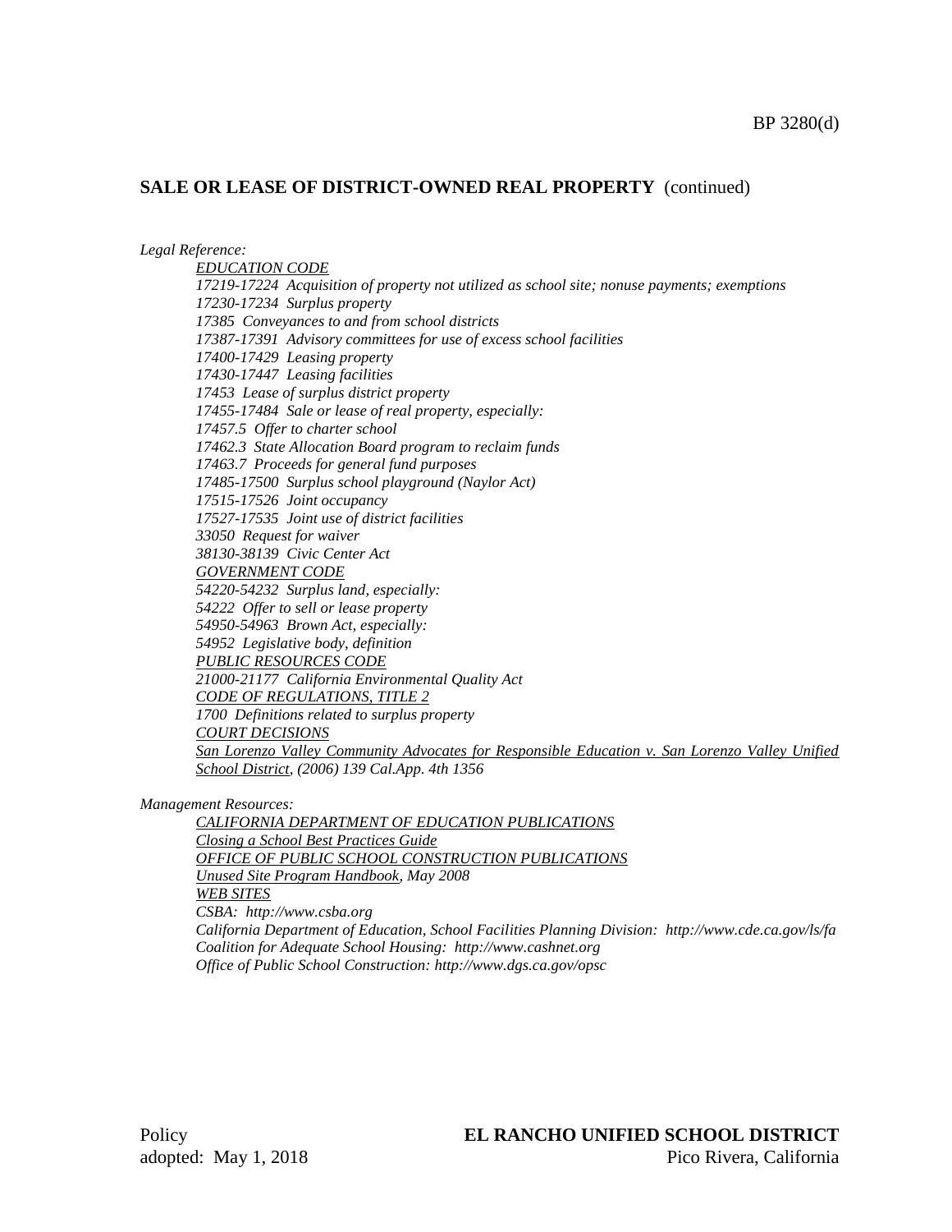## SALE OR LEASE OF DISTRICT-OWNED REAL PROPERTY (continued)

*Legal Reference:*

*EDUCATION CODE*
*17219-17224 Acquisition of property not utilized as school site; nonuse payments; exemptions*
*17230-17234 Surplus property*
*17385 Conveyances to and from school districts*
*17387-17391 Advisory committees for use of excess school facilities*
*17400-17429 Leasing property*
*17430-17447 Leasing facilities*
*17453 Lease of surplus district property*
*17455-17484 Sale or lease of real property, especially:*
*17457.5 Offer to charter school*
*17462.3 State Allocation Board program to reclaim funds*
*17463.7 Proceeds for general fund purposes*
*17485-17500 Surplus school playground (Naylor Act)*
*17515-17526 Joint occupancy*
*17527-17535 Joint use of district facilities*
*33050 Request for waiver*
*38130-38139 Civic Center Act*
*GOVERNMENT CODE*
*54220-54232 Surplus land, especially:*
*54222 Offer to sell or lease property*
*54950-54963 Brown Act, especially:*
*54952 Legislative body, definition*
*PUBLIC RESOURCES CODE*
*21000-21177 California Environmental Quality Act*
*CODE OF REGULATIONS, TITLE 2*
*1700 Definitions related to surplus property*
*COURT DECISIONS*
*San Lorenzo Valley Community Advocates for Responsible Education v. San Lorenzo Valley Unified School District, (2006) 139 Cal.App. 4th 1356*

*Management Resources:*

*CALIFORNIA DEPARTMENT OF EDUCATION PUBLICATIONS*
*Closing a School Best Practices Guide*
*OFFICE OF PUBLIC SCHOOL CONSTRUCTION PUBLICATIONS*
*Unused Site Program Handbook, May 2008*
*WEB SITES*
*CSBA: http://www.csba.org*
*California Department of Education, School Facilities Planning Division: http://www.cde.ca.gov/ls/fa*
*Coalition for Adequate School Housing: http://www.cashnet.org*
*Office of Public School Construction: http://www.dgs.ca.gov/opsc*

Policy
adopted: May 1, 2018

**EL RANCHO UNIFIED SCHOOL DISTRICT**
Pico Rivera, California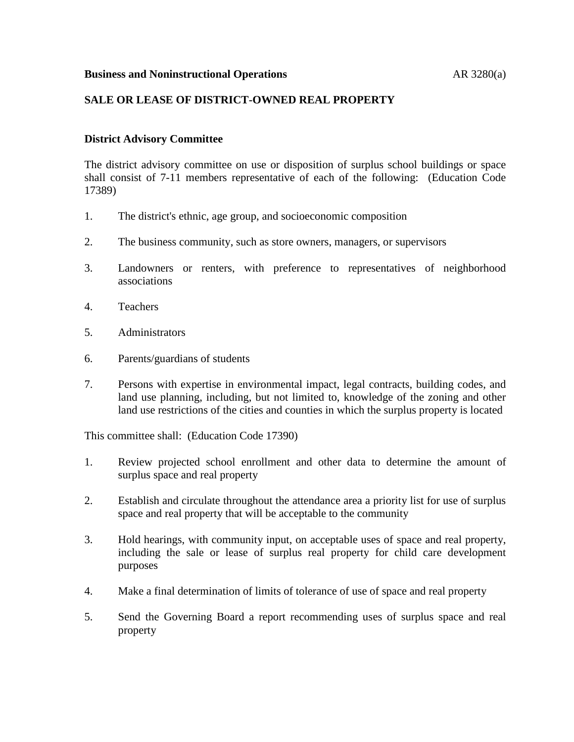## SALE OR LEASE OF DISTRICT-OWNED REAL PROPERTY

### District Advisory Committee

The district advisory committee on use or disposition of surplus school buildings or space shall consist of 7-11 members representative of each of the following: (Education Code 17389)

1. The district's ethnic, age group, and socioeconomic composition

2. The business community, such as store owners, managers, or supervisors

3. Landowners or renters, with preference to representatives of neighborhood associations

4. Teachers

5. Administrators

6. Parents/guardians of students

7. Persons with expertise in environmental impact, legal contracts, building codes, and land use planning, including, but not limited to, knowledge of the zoning and other land use restrictions of the cities and counties in which the surplus property is located

This committee shall: (Education Code 17390)

1. Review projected school enrollment and other data to determine the amount of surplus space and real property

2. Establish and circulate throughout the attendance area a priority list for use of surplus space and real property that will be acceptable to the community

3. Hold hearings, with community input, on acceptable uses of space and real property, including the sale or lease of surplus real property for child care development purposes

4. Make a final determination of limits of tolerance of use of space and real property

5. Send the Governing Board a report recommending uses of surplus space and real property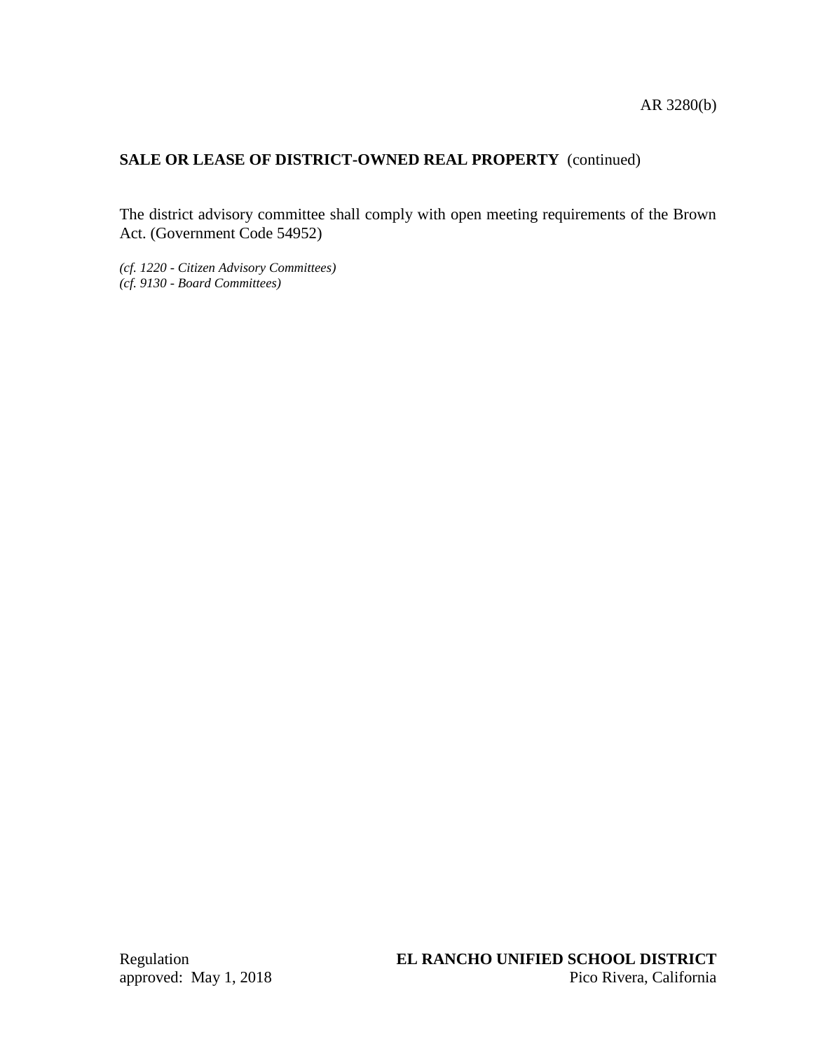The district advisory committee shall comply with open meeting requirements of the Brown Act. (Government Code 54952)

*(cf. 1220 - Citizen Advisory Committees)*
*(cf. 9130 - Board Committees)*

Regulation
approved: May 1, 2018

**EL RANCHO UNIFIED SCHOOL DISTRICT**
Pico Rivera, California